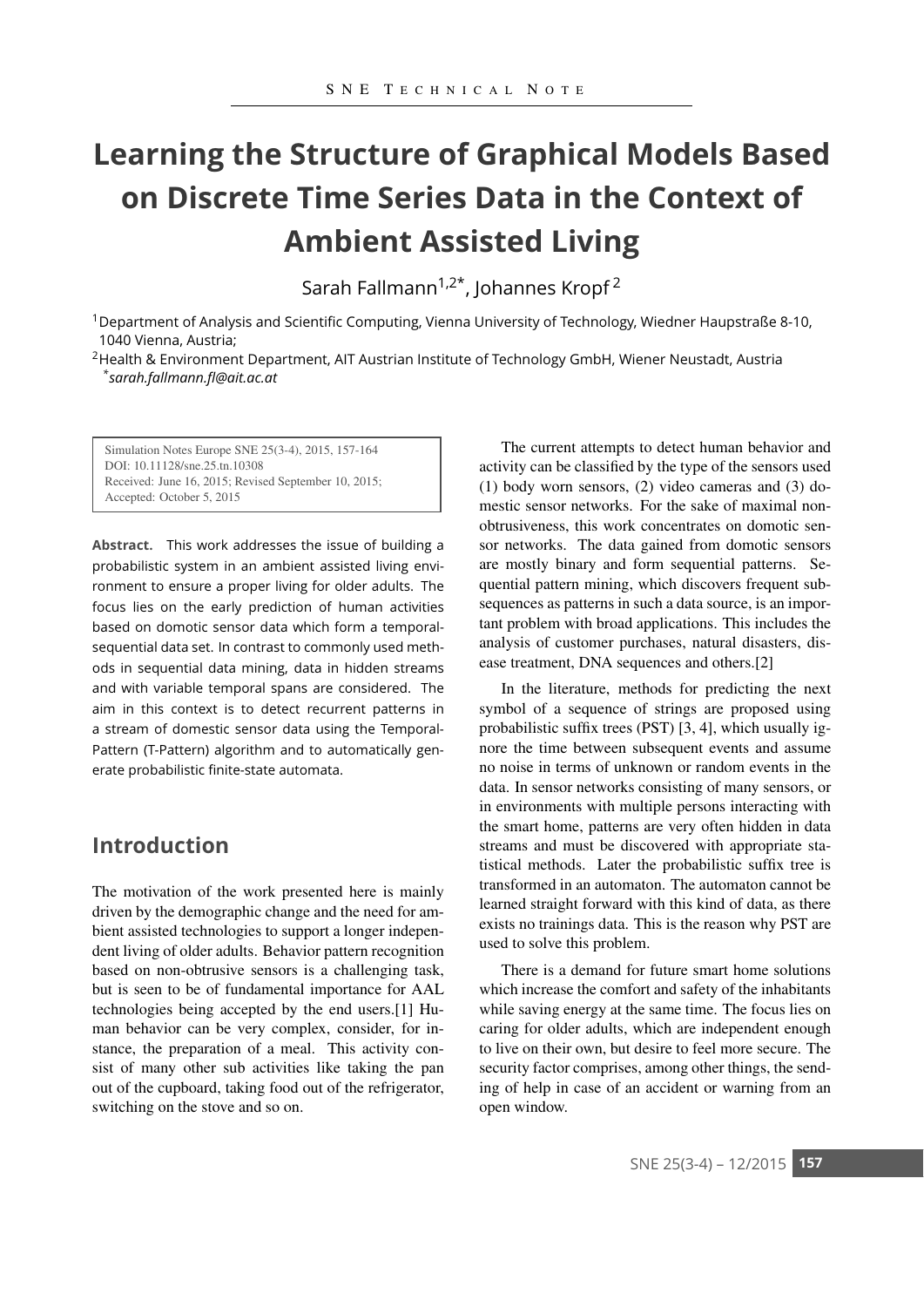# Learning the Structure of Graphical Models Based on Discrete Time Series Data in the Context of Ambient Assisted Living

Sarah Fallmann[1,2*], Johannes Kropf[2]

[1]Department of Analysis and Scientific Computing, Vienna University of Technology, Wiedner Hauptstraße 8-10, 1040 Vienna, Austria;

[2]Health & Environment Department, AIT Austrian Institute of Technology GmbH, Wiener Neustadt, Austria

[*]*sarah.fallmann.fl@ait.ac.at*

Simulation Notes Europe SNE 25(3-4), 2015, 157-164
DOI: 10.11128/sne.25.tn.10308
Received: June 16, 2015; Revised September 10, 2015;
Accepted: October 5, 2015

**Abstract.** This work addresses the issue of building a probabilistic system in an ambient assisted living environment to ensure a proper living for older adults. The focus lies on the early prediction of human activities based on domotic sensor data which form a temporal-sequential data set. In contrast to commonly used methods in sequential data mining, data in hidden streams and with variable temporal spans are considered. The aim in this context is to detect recurrent patterns in a stream of domestic sensor data using the Temporal-Pattern (T-Pattern) algorithm and to automatically generate probabilistic finite-state automata.

## Introduction

The motivation of the work presented here is mainly driven by the demographic change and the need for ambient assisted technologies to support a longer independent living of older adults. Behavior pattern recognition based on non-obtrusive sensors is a challenging task, but is seen to be of fundamental importance for AAL technologies being accepted by the end users.[1] Human behavior can be very complex, consider, for instance, the preparation of a meal. This activity consist of many other sub activities like taking the pan out of the cupboard, taking food out of the refrigerator, switching on the stove and so on.

The current attempts to detect human behavior and activity can be classified by the type of the sensors used (1) body worn sensors, (2) video cameras and (3) domestic sensor networks. For the sake of maximal non-obtrusiveness, this work concentrates on domotic sensor networks. The data gained from domotic sensors are mostly binary and form sequential patterns. Sequential pattern mining, which discovers frequent subsequences as patterns in such a data source, is an important problem with broad applications. This includes the analysis of customer purchases, natural disasters, disease treatment, DNA sequences and others.[2]

In the literature, methods for predicting the next symbol of a sequence of strings are proposed using probabilistic suffix trees (PST) [3, 4], which usually ignore the time between subsequent events and assume no noise in terms of unknown or random events in the data. In sensor networks consisting of many sensors, or in environments with multiple persons interacting with the smart home, patterns are very often hidden in data streams and must be discovered with appropriate statistical methods. Later the probabilistic suffix tree is transformed in an automaton. The automaton cannot be learned straight forward with this kind of data, as there exists no trainings data. This is the reason why PST are used to solve this problem.

There is a demand for future smart home solutions which increase the comfort and safety of the inhabitants while saving energy at the same time. The focus lies on caring for older adults, which are independent enough to live on their own, but desire to feel more secure. The security factor comprises, among other things, the sending of help in case of an accident or warning from an open window.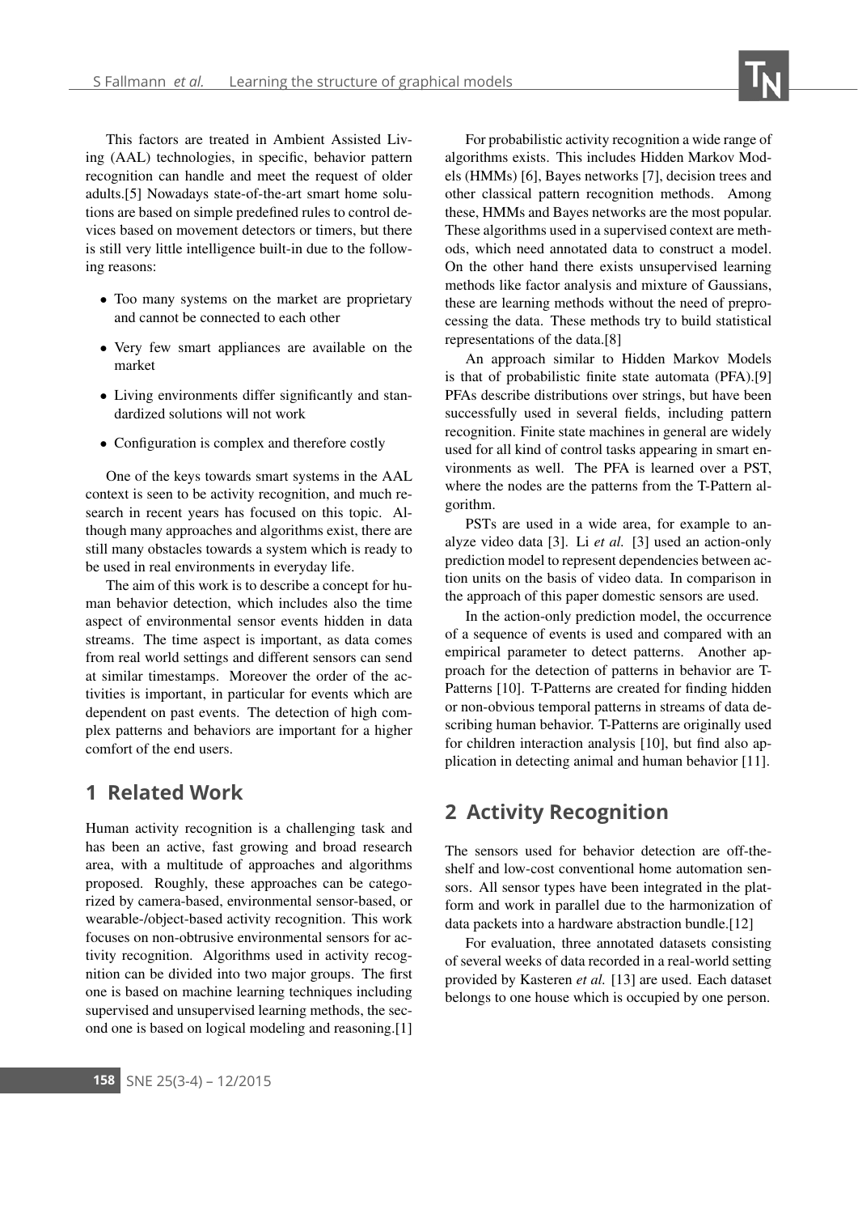This factors are treated in Ambient Assisted Living (AAL) technologies, in specific, behavior pattern recognition can handle and meet the request of older adults.[5] Nowadays state-of-the-art smart home solutions are based on simple predefined rules to control devices based on movement detectors or timers, but there is still very little intelligence built-in due to the following reasons:

- Too many systems on the market are proprietary and cannot be connected to each other
- Very few smart appliances are available on the market
- Living environments differ significantly and standardized solutions will not work
- Configuration is complex and therefore costly

One of the keys towards smart systems in the AAL context is seen to be activity recognition, and much research in recent years has focused on this topic. Although many approaches and algorithms exist, there are still many obstacles towards a system which is ready to be used in real environments in everyday life.

The aim of this work is to describe a concept for human behavior detection, which includes also the time aspect of environmental sensor events hidden in data streams. The time aspect is important, as data comes from real world settings and different sensors can send at similar timestamps. Moreover the order of the activities is important, in particular for events which are dependent on past events. The detection of high complex patterns and behaviors are important for a higher comfort of the end users.

## 1 Related Work

Human activity recognition is a challenging task and has been an active, fast growing and broad research area, with a multitude of approaches and algorithms proposed. Roughly, these approaches can be categorized by camera-based, environmental sensor-based, or wearable-/object-based activity recognition. This work focuses on non-obtrusive environmental sensors for activity recognition. Algorithms used in activity recognition can be divided into two major groups. The first one is based on machine learning techniques including supervised and unsupervised learning methods, the second one is based on logical modeling and reasoning.[1]

For probabilistic activity recognition a wide range of algorithms exists. This includes Hidden Markov Models (HMMs) [6], Bayes networks [7], decision trees and other classical pattern recognition methods. Among these, HMMs and Bayes networks are the most popular. These algorithms used in a supervised context are methods, which need annotated data to construct a model. On the other hand there exists unsupervised learning methods like factor analysis and mixture of Gaussians, these are learning methods without the need of preprocessing the data. These methods try to build statistical representations of the data.[8]

An approach similar to Hidden Markov Models is that of probabilistic finite state automata (PFA).[9] PFAs describe distributions over strings, but have been successfully used in several fields, including pattern recognition. Finite state machines in general are widely used for all kind of control tasks appearing in smart environments as well. The PFA is learned over a PST, where the nodes are the patterns from the T-Pattern algorithm.

PSTs are used in a wide area, for example to analyze video data [3]. Li *et al.* [3] used an action-only prediction model to represent dependencies between action units on the basis of video data. In comparison in the approach of this paper domestic sensors are used.

In the action-only prediction model, the occurrence of a sequence of events is used and compared with an empirical parameter to detect patterns. Another approach for the detection of patterns in behavior are T-Patterns [10]. T-Patterns are created for finding hidden or non-obvious temporal patterns in streams of data describing human behavior. T-Patterns are originally used for children interaction analysis [10], but find also application in detecting animal and human behavior [11].

## 2 Activity Recognition

The sensors used for behavior detection are off-the-shelf and low-cost conventional home automation sensors. All sensor types have been integrated in the platform and work in parallel due to the harmonization of data packets into a hardware abstraction bundle.[12]

For evaluation, three annotated datasets consisting of several weeks of data recorded in a real-world setting provided by Kasteren *et al.* [13] are used. Each dataset belongs to one house which is occupied by one person.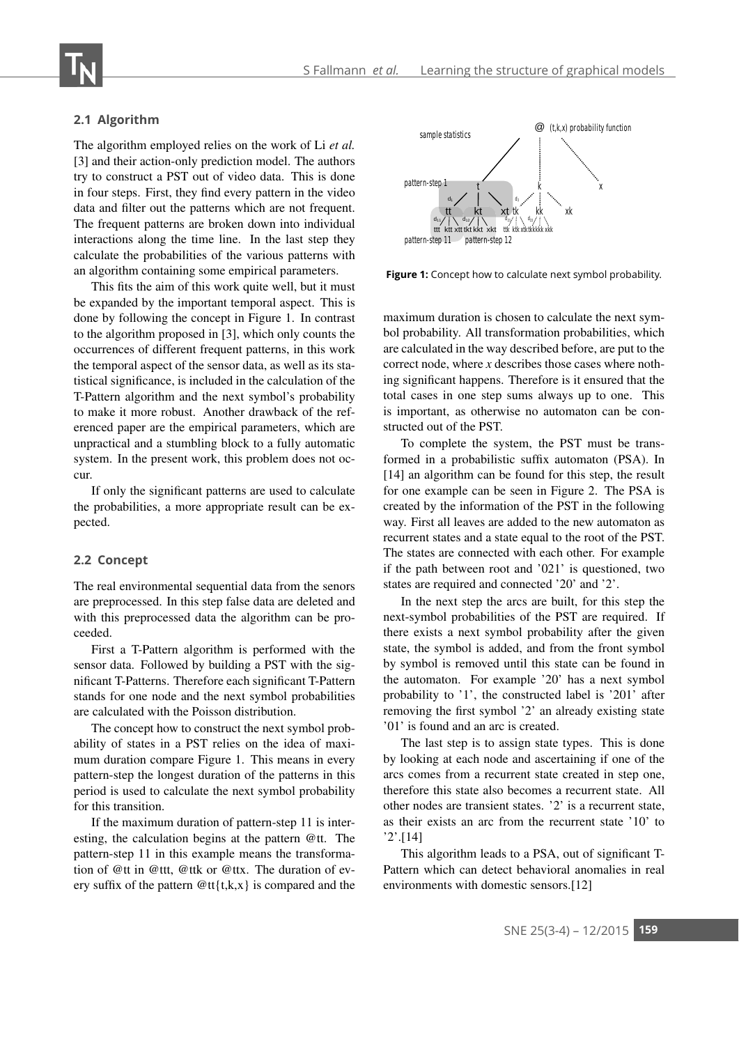### 2.1 Algorithm

The algorithm employed relies on the work of Li *et al.* [3] and their action-only prediction model. The authors try to construct a PST out of video data. This is done in four steps. First, they find every pattern in the video data and filter out the patterns which are not frequent. The frequent patterns are broken down into individual interactions along the time line. In the last step they calculate the probabilities of the various patterns with an algorithm containing some empirical parameters.

This fits the aim of this work quite well, but it must be expanded by the important temporal aspect. This is done by following the concept in Figure 1. In contrast to the algorithm proposed in [3], which only counts the occurrences of different frequent patterns, in this work the temporal aspect of the sensor data, as well as its statistical significance, is included in the calculation of the T-Pattern algorithm and the next symbol's probability to make it more robust. Another drawback of the referenced paper are the empirical parameters, which are unpractical and a stumbling block to a fully automatic system. In the present work, this problem does not occur.

If only the significant patterns are used to calculate the probabilities, a more appropriate result can be expected.

### 2.2 Concept

The real environmental sequential data from the senors are preprocessed. In this step false data are deleted and with this preprocessed data the algorithm can be proceeded.

First a T-Pattern algorithm is performed with the sensor data. Followed by building a PST with the significant T-Patterns. Therefore each significant T-Pattern stands for one node and the next symbol probabilities are calculated with the Poisson distribution.

The concept how to construct the next symbol probability of states in a PST relies on the idea of maximum duration compare Figure 1. This means in every pattern-step the longest duration of the patterns in this period is used to calculate the next symbol probability for this transition.

If the maximum duration of pattern-step 11 is interesting, the calculation begins at the pattern @tt. The pattern-step 11 in this example means the transformation of @tt in @ttt, @ttk or @ttx. The duration of every suffix of the pattern @tt{t,k,x} is compared and the maximum duration is chosen to calculate the next symbol probability. All transformation probabilities, which are calculated in the way described before, are put to the correct node, where *x* describes those cases where nothing significant happens. Therefore is it ensured that the total cases in one step sums always up to one. This is important, as otherwise no automaton can be constructed out of the PST.

**Figure 1:** Concept how to calculate next symbol probability.

To complete the system, the PST must be transformed in a probabilistic suffix automaton (PSA). In [14] an algorithm can be found for this step, the result for one example can be seen in Figure 2. The PSA is created by the information of the PST in the following way. First all leaves are added to the new automaton as recurrent states and a state equal to the root of the PST. The states are connected with each other. For example if the path between root and '021' is questioned, two states are required and connected '20' and '2'.

In the next step the arcs are built, for this step the next-symbol probabilities of the PST are required. If there exists a next symbol probability after the given state, the symbol is added, and from the front symbol by symbol is removed until this state can be found in the automaton. For example '20' has a next symbol probability to '1', the constructed label is '201' after removing the first symbol '2' an already existing state '01' is found and an arc is created.

The last step is to assign state types. This is done by looking at each node and ascertaining if one of the arcs comes from a recurrent state created in step one, therefore this state also becomes a recurrent state. All other nodes are transient states. '2' is a recurrent state, as their exists an arc from the recurrent state '10' to '2'.[14]

This algorithm leads to a PSA, out of significant T-Pattern which can detect behavioral anomalies in real environments with domestic sensors.[12]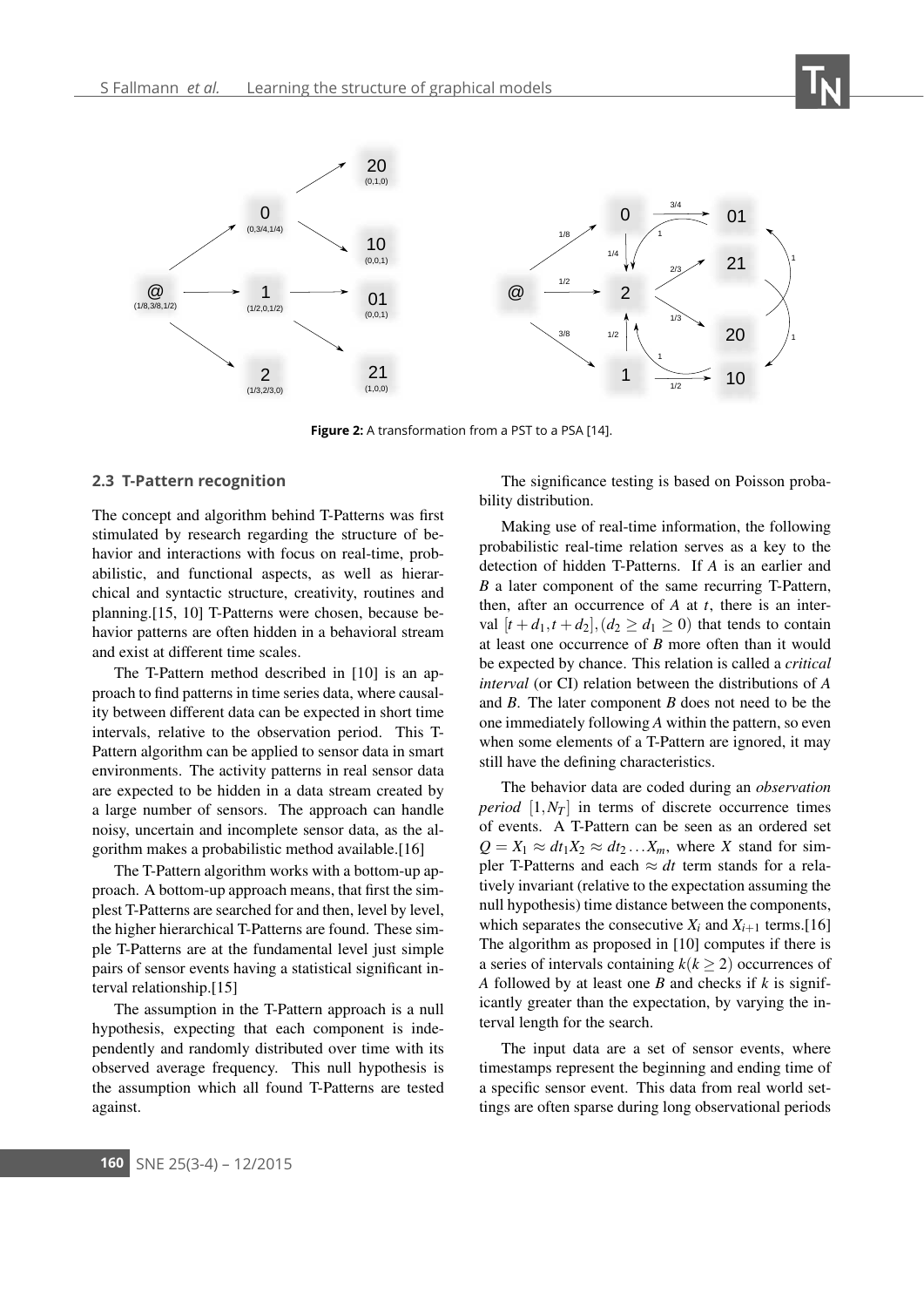**Figure 2:** A transformation from a PST to a PSA [14].

### 2.3 T-Pattern recognition

The concept and algorithm behind T-Patterns was first stimulated by research regarding the structure of behavior and interactions with focus on real-time, probabilistic, and functional aspects, as well as hierarchical and syntactic structure, creativity, routines and planning.[15, 10] T-Patterns were chosen, because behavior patterns are often hidden in a behavioral stream and exist at different time scales.

The T-Pattern method described in [10] is an approach to find patterns in time series data, where causality between different data can be expected in short time intervals, relative to the observation period. This T-Pattern algorithm can be applied to sensor data in smart environments. The activity patterns in real sensor data are expected to be hidden in a data stream created by a large number of sensors. The approach can handle noisy, uncertain and incomplete sensor data, as the algorithm makes a probabilistic method available.[16]

The T-Pattern algorithm works with a bottom-up approach. A bottom-up approach means, that first the simplest T-Patterns are searched for and then, level by level, the higher hierarchical T-Patterns are found. These simple T-Patterns are at the fundamental level just simple pairs of sensor events having a statistical significant interval relationship.[15]

The assumption in the T-Pattern approach is a null hypothesis, expecting that each component is independently and randomly distributed over time with its observed average frequency. This null hypothesis is the assumption which all found T-Patterns are tested against.

The significance testing is based on Poisson probability distribution.

Making use of real-time information, the following probabilistic real-time relation serves as a key to the detection of hidden T-Patterns. If $A$ is an earlier and $B$ a later component of the same recurring T-Pattern, then, after an occurrence of $A$ at $t$, there is an interval $[t+d_1, t+d_2], (d_2 \geq d_1 \geq 0)$ that tends to contain at least one occurrence of $B$ more often than it would be expected by chance. This relation is called a *critical interval* (or CI) relation between the distributions of $A$ and $B$. The later component $B$ does not need to be the one immediately following $A$ within the pattern, so even when some elements of a T-Pattern are ignored, it may still have the defining characteristics.

The behavior data are coded during an *observation period* $[1, N_T]$ in terms of discrete occurrence times of events. A T-Pattern can be seen as an ordered set $Q = X_1 \approx dt_1 X_2 \approx dt_2 \ldots X_m$, where $X$ stand for simpler T-Patterns and each $\approx dt$ term stands for a relatively invariant (relative to the expectation assuming the null hypothesis) time distance between the components, which separates the consecutive $X_i$ and $X_{i+1}$ terms.[16] The algorithm as proposed in [10] computes if there is a series of intervals containing $k (k \geq 2)$ occurrences of $A$ followed by at least one $B$ and checks if $k$ is significantly greater than the expectation, by varying the interval length for the search.

The input data are a set of sensor events, where timestamps represent the beginning and ending time of a specific sensor event. This data from real world settings are often sparse during long observational periods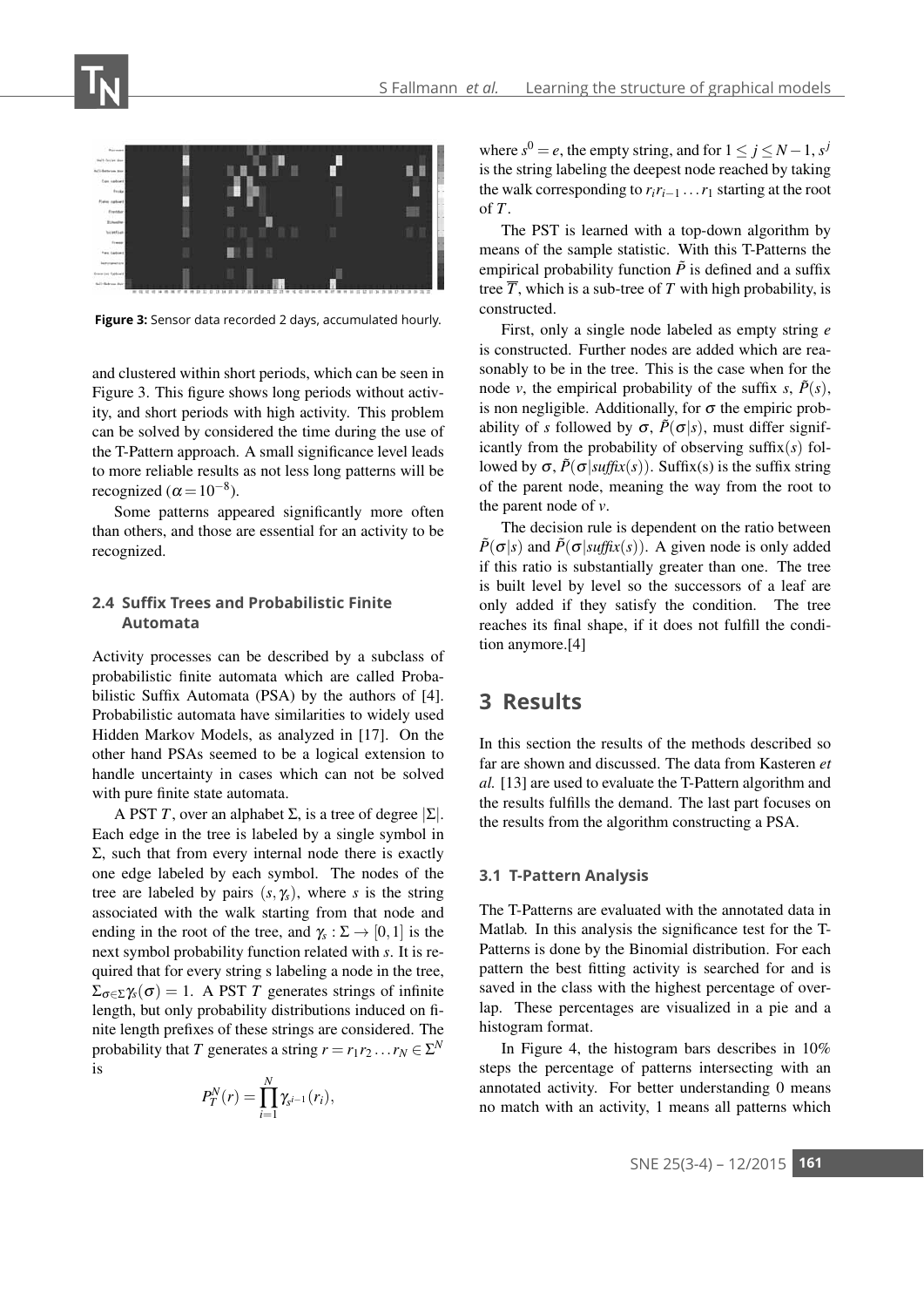Figure 3: Sensor data recorded 2 days, accumulated hourly.

and clustered within short periods, which can be seen in Figure 3. This figure shows long periods without activity, and short periods with high activity. This problem can be solved by considered the time during the use of the T-Pattern approach. A small significance level leads to more reliable results as not less long patterns will be recognized ($\alpha = 10^{-8}$).

Some patterns appeared significantly more often than others, and those are essential for an activity to be recognized.

### 2.4 Suffix Trees and Probabilistic Finite Automata

Activity processes can be described by a subclass of probabilistic finite automata which are called Probabilistic Suffix Automata (PSA) by the authors of [4]. Probabilistic automata have similarities to widely used Hidden Markov Models, as analyzed in [17]. On the other hand PSAs seemed to be a logical extension to handle uncertainty in cases which can not be solved with pure finite state automata.

A PST $T$, over an alphabet $\Sigma$, is a tree of degree $|\Sigma|$. Each edge in the tree is labeled by a single symbol in $\Sigma$, such that from every internal node there is exactly one edge labeled by each symbol. The nodes of the tree are labeled by pairs $(s, \gamma_s)$, where $s$ is the string associated with the walk starting from that node and ending in the root of the tree, and $\gamma_s : \Sigma \to [0,1]$ is the next symbol probability function related with $s$. It is required that for every string s labeling a node in the tree, $\Sigma_{\sigma \in \Sigma} \gamma_s(\sigma) = 1$. A PST $T$ generates strings of infinite length, but only probability distributions induced on finite length prefixes of these strings are considered. The probability that $T$ generates a string $r = r_1 r_2 \dots r_N \in \Sigma^N$ is

$$P_T^N(r) = \prod_{i=1}^{N} \gamma_{s^{i-1}}(r_i),$$

where $s^0 = e$, the empty string, and for $1 \leq j \leq N-1$, $s^j$ is the string labeling the deepest node reached by taking the walk corresponding to $r_i r_{i-1} \dots r_1$ starting at the root of $T$.

The PST is learned with a top-down algorithm by means of the sample statistic. With this T-Patterns the empirical probability function $\tilde{P}$ is defined and a suffix tree $\overline{T}$, which is a sub-tree of $T$ with high probability, is constructed.

First, only a single node labeled as empty string $e$ is constructed. Further nodes are added which are reasonably to be in the tree. This is the case when for the node $v$, the empirical probability of the suffix $s$, $\tilde{P}(s)$, is non negligible. Additionally, for $\sigma$ the empiric probability of $s$ followed by $\sigma$, $\tilde{P}(\sigma|s)$, must differ significantly from the probability of observing suffix($s$) followed by $\sigma$, $\tilde{P}(\sigma|\mathit{suffix}(s))$. Suffix(s) is the suffix string of the parent node, meaning the way from the root to the parent node of $v$.

The decision rule is dependent on the ratio between $\tilde{P}(\sigma|s)$ and $\tilde{P}(\sigma|\mathit{suffix}(s))$. A given node is only added if this ratio is substantially greater than one. The tree is built level by level so the successors of a leaf are only added if they satisfy the condition. The tree reaches its final shape, if it does not fulfill the condition anymore.[4]

## 3 Results

In this section the results of the methods described so far are shown and discussed. The data from Kasteren *et al.* [13] are used to evaluate the T-Pattern algorithm and the results fulfills the demand. The last part focuses on the results from the algorithm constructing a PSA.

### 3.1 T-Pattern Analysis

The T-Patterns are evaluated with the annotated data in Matlab. In this analysis the significance test for the T-Patterns is done by the Binomial distribution. For each pattern the best fitting activity is searched for and is saved in the class with the highest percentage of overlap. These percentages are visualized in a pie and a histogram format.

In Figure 4, the histogram bars describes in 10% steps the percentage of patterns intersecting with an annotated activity. For better understanding 0 means no match with an activity, 1 means all patterns which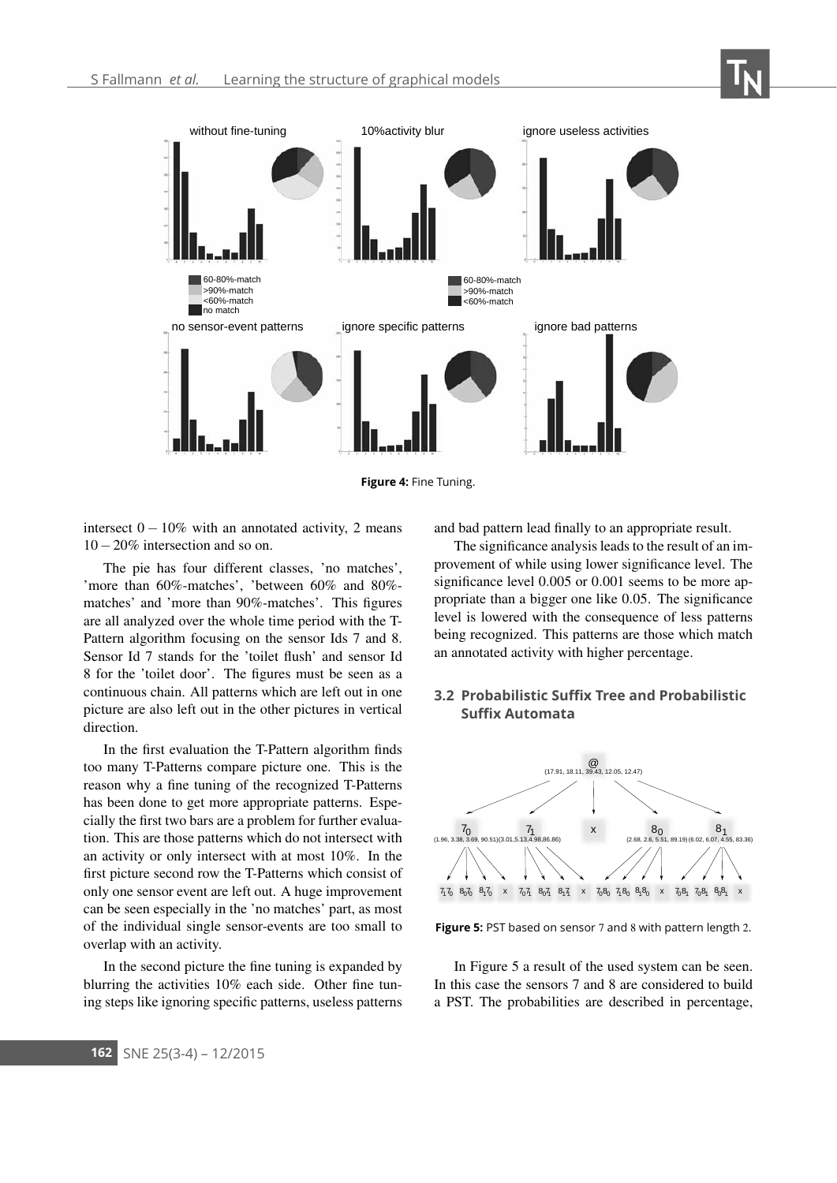Figure 4: Fine Tuning.

intersect $0-10\%$ with an annotated activity, 2 means $10-20\%$ intersection and so on.

The pie has four different classes, 'no matches', 'more than 60%-matches', 'between 60% and 80%-matches' and 'more than 90%-matches'. This figures are all analyzed over the whole time period with the T-Pattern algorithm focusing on the sensor Ids 7 and 8. Sensor Id 7 stands for the 'toilet flush' and sensor Id 8 for the 'toilet door'. The figures must be seen as a continuous chain. All patterns which are left out in one picture are also left out in the other pictures in vertical direction.

In the first evaluation the T-Pattern algorithm finds too many T-Patterns compare picture one. This is the reason why a fine tuning of the recognized T-Patterns has been done to get more appropriate patterns. Especially the first two bars are a problem for further evaluation. This are those patterns which do not intersect with an activity or only intersect with at most 10%. In the first picture second row the T-Patterns which consist of only one sensor event are left out. A huge improvement can be seen especially in the 'no matches' part, as most of the individual single sensor-events are too small to overlap with an activity.

In the second picture the fine tuning is expanded by blurring the activities 10% each side. Other fine tuning steps like ignoring specific patterns, useless patterns and bad pattern lead finally to an appropriate result.

The significance analysis leads to the result of an improvement of while using lower significance level. The significance level 0.005 or 0.001 seems to be more appropriate than a bigger one like 0.05. The significance level is lowered with the consequence of less patterns being recognized. This patterns are those which match an annotated activity with higher percentage.

### 3.2 Probabilistic Suffix Tree and Probabilistic Suffix Automata

Figure 5: PST based on sensor 7 and 8 with pattern length 2.

In Figure 5 a result of the used system can be seen. In this case the sensors 7 and 8 are considered to build a PST. The probabilities are described in percentage,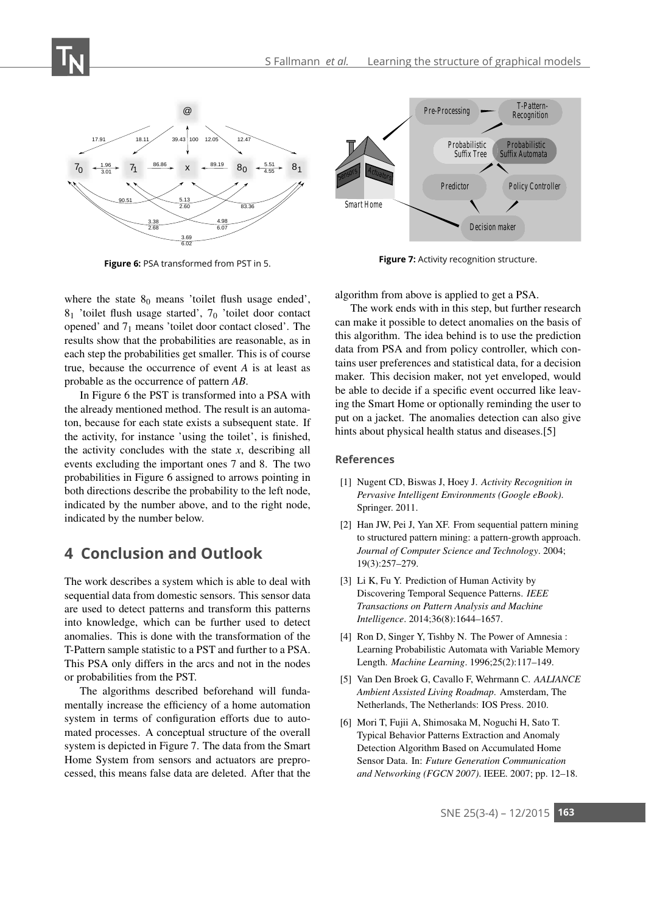Figure 6: PSA transformed from PST in 5.

Figure 7: Activity recognition structure.

where the state $8_0$ means 'toilet flush usage ended', $8_1$ 'toilet flush usage started', $7_0$ 'toilet door contact opened' and $7_1$ means 'toilet door contact closed'. The results show that the probabilities are reasonable, as in each step the probabilities get smaller. This is of course true, because the occurrence of event $A$ is at least as probable as the occurrence of pattern $AB$.

In Figure 6 the PST is transformed into a PSA with the already mentioned method. The result is an automaton, because for each state exists a subsequent state. If the activity, for instance 'using the toilet', is finished, the activity concludes with the state $x$, describing all events excluding the important ones 7 and 8. The two probabilities in Figure 6 assigned to arrows pointing in both directions describe the probability to the left node, indicated by the number above, and to the right node, indicated by the number below.

## 4 Conclusion and Outlook

The work describes a system which is able to deal with sequential data from domestic sensors. This sensor data are used to detect patterns and transform this patterns into knowledge, which can be further used to detect anomalies. This is done with the transformation of the T-Pattern sample statistic to a PST and further to a PSA. This PSA only differs in the arcs and not in the nodes or probabilities from the PST.

The algorithms described beforehand will fundamentally increase the efficiency of a home automation system in terms of configuration efforts due to automated processes. A conceptual structure of the overall system is depicted in Figure 7. The data from the Smart Home System from sensors and actuators are preprocessed, this means false data are deleted. After that the algorithm from above is applied to get a PSA.

The work ends with in this step, but further research can make it possible to detect anomalies on the basis of this algorithm. The idea behind is to use the prediction data from PSA and from policy controller, which contains user preferences and statistical data, for a decision maker. This decision maker, not yet enveloped, would be able to decide if a specific event occurred like leaving the Smart Home or optionally reminding the user to put on a jacket. The anomalies detection can also give hints about physical health status and diseases.[5]

### References

[1] Nugent CD, Biswas J, Hoey J. *Activity Recognition in Pervasive Intelligent Environments (Google eBook)*. Springer. 2011.

[2] Han JW, Pei J, Yan XF. From sequential pattern mining to structured pattern mining: a pattern-growth approach. *Journal of Computer Science and Technology*. 2004; 19(3):257–279.

[3] Li K, Fu Y. Prediction of Human Activity by Discovering Temporal Sequence Patterns. *IEEE Transactions on Pattern Analysis and Machine Intelligence*. 2014;36(8):1644–1657.

[4] Ron D, Singer Y, Tishby N. The Power of Amnesia : Learning Probabilistic Automata with Variable Memory Length. *Machine Learning*. 1996;25(2):117–149.

[5] Van Den Broek G, Cavallo F, Wehrmann C. *AALIANCE Ambient Assisted Living Roadmap*. Amsterdam, The Netherlands, The Netherlands: IOS Press. 2010.

[6] Mori T, Fujii A, Shimosaka M, Noguchi H, Sato T. Typical Behavior Patterns Extraction and Anomaly Detection Algorithm Based on Accumulated Home Sensor Data. In: *Future Generation Communication and Networking (FGCN 2007)*. IEEE. 2007; pp. 12–18.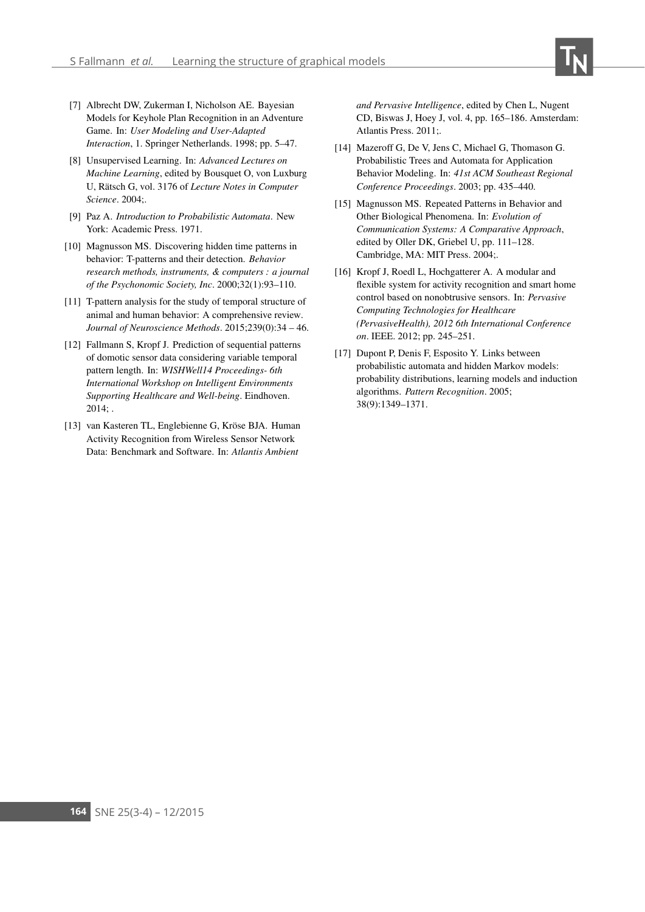[7] Albrecht DW, Zukerman I, Nicholson AE. Bayesian Models for Keyhole Plan Recognition in an Adventure Game. In: *User Modeling and User-Adapted Interaction*, 1. Springer Netherlands. 1998; pp. 5–47.

[8] Unsupervised Learning. In: *Advanced Lectures on Machine Learning*, edited by Bousquet O, von Luxburg U, Rätsch G, vol. 3176 of *Lecture Notes in Computer Science*. 2004;.

[9] Paz A. *Introduction to Probabilistic Automata*. New York: Academic Press. 1971.

[10] Magnusson MS. Discovering hidden time patterns in behavior: T-patterns and their detection. *Behavior research methods, instruments, & computers : a journal of the Psychonomic Society, Inc*. 2000;32(1):93–110.

[11] T-pattern analysis for the study of temporal structure of animal and human behavior: A comprehensive review. *Journal of Neuroscience Methods*. 2015;239(0):34 – 46.

[12] Fallmann S, Kropf J. Prediction of sequential patterns of domotic sensor data considering variable temporal pattern length. In: *WISHWell14 Proceedings- 6th International Workshop on Intelligent Environments Supporting Healthcare and Well-being*. Eindhoven. 2014; .

[13] van Kasteren TL, Englebienne G, Kröse BJA. Human Activity Recognition from Wireless Sensor Network Data: Benchmark and Software. In: *Atlantis Ambient and Pervasive Intelligence*, edited by Chen L, Nugent CD, Biswas J, Hoey J, vol. 4, pp. 165–186. Amsterdam: Atlantis Press. 2011;.

[14] Mazeroff G, De V, Jens C, Michael G, Thomason G. Probabilistic Trees and Automata for Application Behavior Modeling. In: *41st ACM Southeast Regional Conference Proceedings*. 2003; pp. 435–440.

[15] Magnusson MS. Repeated Patterns in Behavior and Other Biological Phenomena. In: *Evolution of Communication Systems: A Comparative Approach*, edited by Oller DK, Griebel U, pp. 111–128. Cambridge, MA: MIT Press. 2004;.

[16] Kropf J, Roedl L, Hochgatterer A. A modular and flexible system for activity recognition and smart home control based on nonobtrusive sensors. In: *Pervasive Computing Technologies for Healthcare (PervasiveHealth), 2012 6th International Conference on*. IEEE. 2012; pp. 245–251.

[17] Dupont P, Denis F, Esposito Y. Links between probabilistic automata and hidden Markov models: probability distributions, learning models and induction algorithms. *Pattern Recognition*. 2005; 38(9):1349–1371.